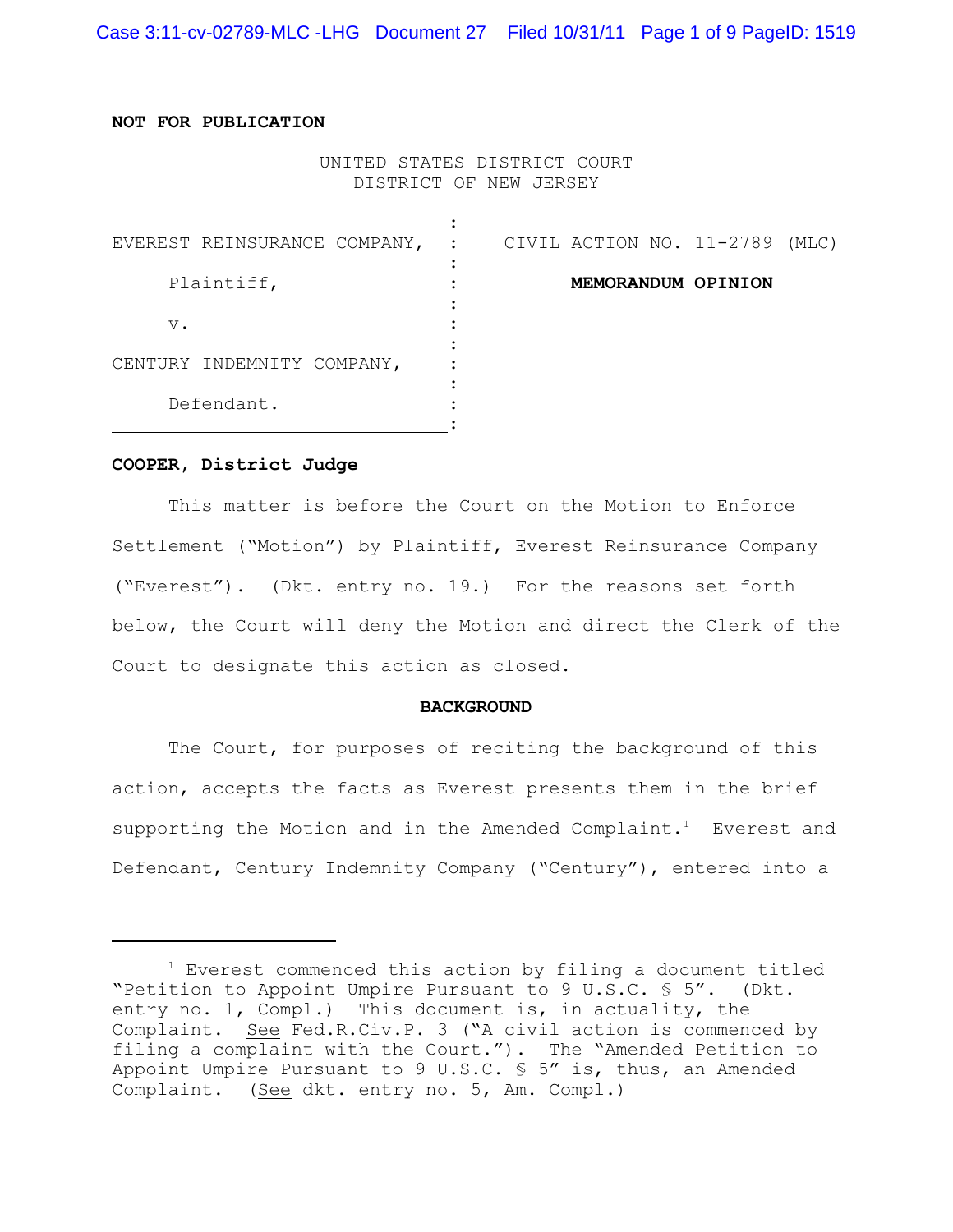**NOT FOR PUBLICATION**

UNITED STATES DISTRICT COURT
DISTRICT OF NEW JERSEY

| | |
|---|---|
| EVEREST REINSURANCE COMPANY, | CIVIL ACTION NO. 11-2789 (MLC) |
| Plaintiff, | **MEMORANDUM OPINION** |
| v. | |
| CENTURY INDEMNITY COMPANY, | |
| Defendant. | |

**COOPER, District Judge**

This matter is before the Court on the Motion to Enforce Settlement ("Motion") by Plaintiff, Everest Reinsurance Company ("Everest"). (Dkt. entry no. 19.) For the reasons set forth below, the Court will deny the Motion and direct the Clerk of the Court to designate this action as closed.

**BACKGROUND**

The Court, for purposes of reciting the background of this action, accepts the facts as Everest presents them in the brief supporting the Motion and in the Amended Complaint.[1] Everest and Defendant, Century Indemnity Company ("Century"), entered into a

---

[1] Everest commenced this action by filing a document titled "Petition to Appoint Umpire Pursuant to 9 U.S.C. § 5". (Dkt. entry no. 1, Compl.) This document is, in actuality, the Complaint. See Fed.R.Civ.P. 3 ("A civil action is commenced by filing a complaint with the Court."). The "Amended Petition to Appoint Umpire Pursuant to 9 U.S.C. § 5" is, thus, an Amended Complaint. (See dkt. entry no. 5, Am. Compl.)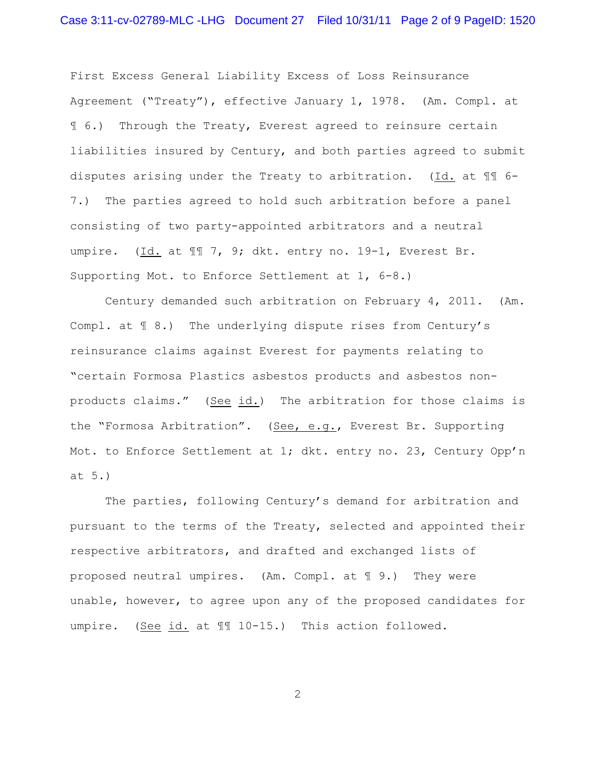First Excess General Liability Excess of Loss Reinsurance Agreement ("Treaty"), effective January 1, 1978. (Am. Compl. at ¶ 6.) Through the Treaty, Everest agreed to reinsure certain liabilities insured by Century, and both parties agreed to submit disputes arising under the Treaty to arbitration. (Id. at ¶¶ 6-7.) The parties agreed to hold such arbitration before a panel consisting of two party-appointed arbitrators and a neutral umpire. (Id. at ¶¶ 7, 9; dkt. entry no. 19-1, Everest Br. Supporting Mot. to Enforce Settlement at 1, 6-8.)

Century demanded such arbitration on February 4, 2011. (Am. Compl. at ¶ 8.) The underlying dispute rises from Century's reinsurance claims against Everest for payments relating to "certain Formosa Plastics asbestos products and asbestos non-products claims." (See id.) The arbitration for those claims is the "Formosa Arbitration". (See, e.g., Everest Br. Supporting Mot. to Enforce Settlement at 1; dkt. entry no. 23, Century Opp'n at 5.)

The parties, following Century's demand for arbitration and pursuant to the terms of the Treaty, selected and appointed their respective arbitrators, and drafted and exchanged lists of proposed neutral umpires. (Am. Compl. at ¶ 9.) They were unable, however, to agree upon any of the proposed candidates for umpire. (See id. at ¶¶ 10-15.) This action followed.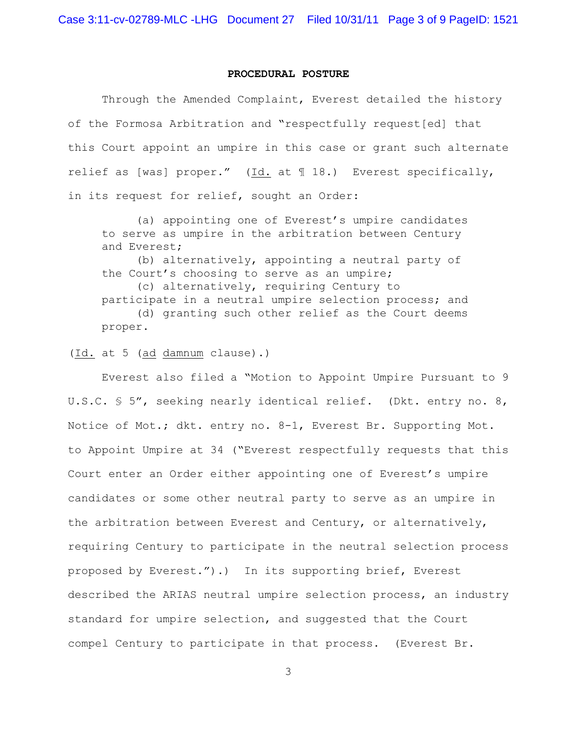**PROCEDURAL POSTURE**

Through the Amended Complaint, Everest detailed the history of the Formosa Arbitration and "respectfully request[ed] that this Court appoint an umpire in this case or grant such alternate relief as [was] proper." (Id. at ¶ 18.) Everest specifically, in its request for relief, sought an Order:

> (a) appointing one of Everest's umpire candidates to serve as umpire in the arbitration between Century and Everest;
> (b) alternatively, appointing a neutral party of the Court's choosing to serve as an umpire;
> (c) alternatively, requiring Century to participate in a neutral umpire selection process; and
> (d) granting such other relief as the Court deems proper.

(Id. at 5 (ad damnum clause).)

Everest also filed a "Motion to Appoint Umpire Pursuant to 9 U.S.C. § 5", seeking nearly identical relief. (Dkt. entry no. 8, Notice of Mot.; dkt. entry no. 8-1, Everest Br. Supporting Mot. to Appoint Umpire at 34 ("Everest respectfully requests that this Court enter an Order either appointing one of Everest's umpire candidates or some other neutral party to serve as an umpire in the arbitration between Everest and Century, or alternatively, requiring Century to participate in the neutral selection process proposed by Everest.").) In its supporting brief, Everest described the ARIAS neutral umpire selection process, an industry standard for umpire selection, and suggested that the Court compel Century to participate in that process. (Everest Br.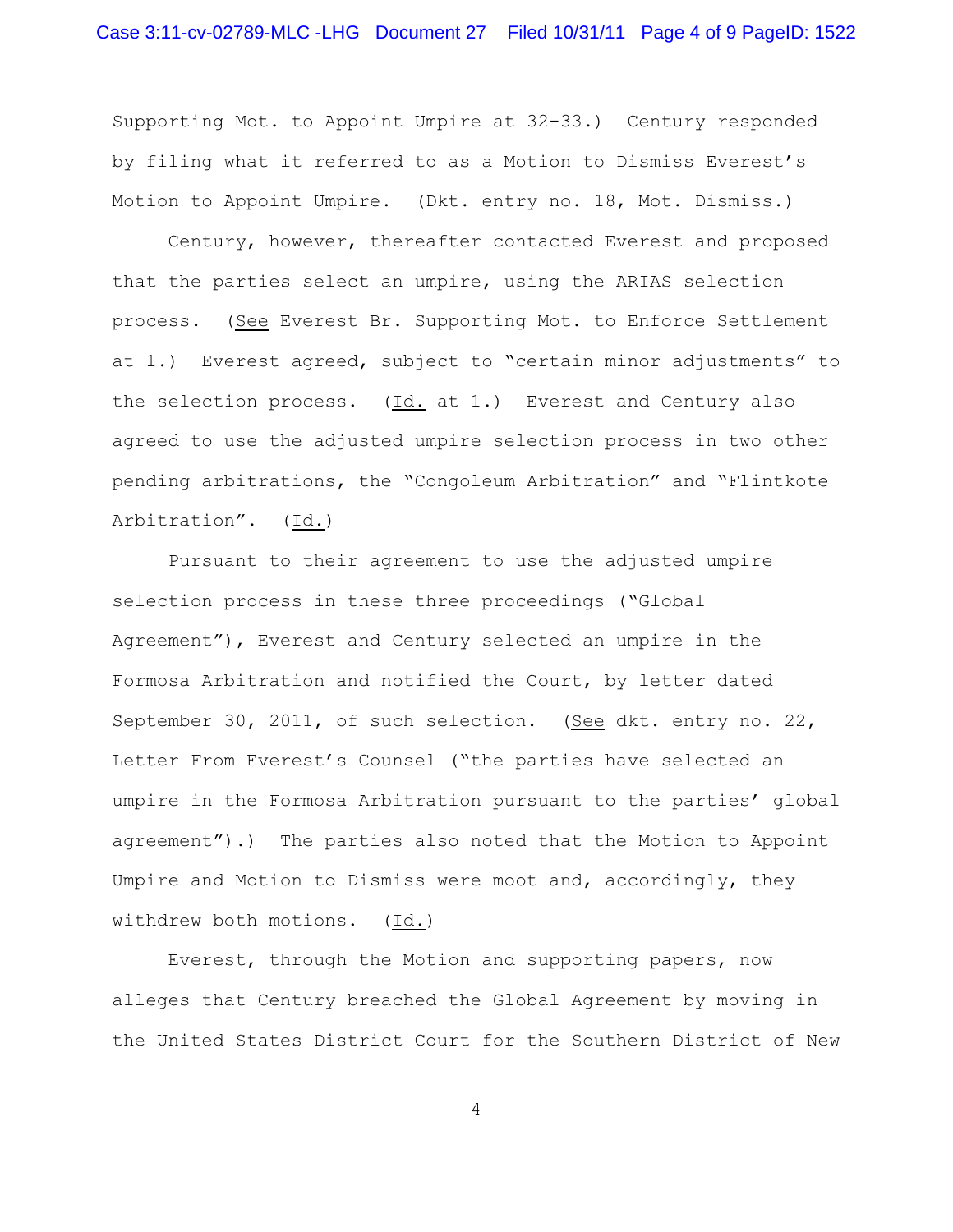Supporting Mot. to Appoint Umpire at 32-33.) Century responded by filing what it referred to as a Motion to Dismiss Everest's Motion to Appoint Umpire. (Dkt. entry no. 18, Mot. Dismiss.)

Century, however, thereafter contacted Everest and proposed that the parties select an umpire, using the ARIAS selection process. (See Everest Br. Supporting Mot. to Enforce Settlement at 1.) Everest agreed, subject to "certain minor adjustments" to the selection process. (Id. at 1.) Everest and Century also agreed to use the adjusted umpire selection process in two other pending arbitrations, the "Congoleum Arbitration" and "Flintkote Arbitration". (Id.)

Pursuant to their agreement to use the adjusted umpire selection process in these three proceedings ("Global Agreement"), Everest and Century selected an umpire in the Formosa Arbitration and notified the Court, by letter dated September 30, 2011, of such selection. (See dkt. entry no. 22, Letter From Everest's Counsel ("the parties have selected an umpire in the Formosa Arbitration pursuant to the parties' global agreement").) The parties also noted that the Motion to Appoint Umpire and Motion to Dismiss were moot and, accordingly, they withdrew both motions. (Id.)

Everest, through the Motion and supporting papers, now alleges that Century breached the Global Agreement by moving in the United States District Court for the Southern District of New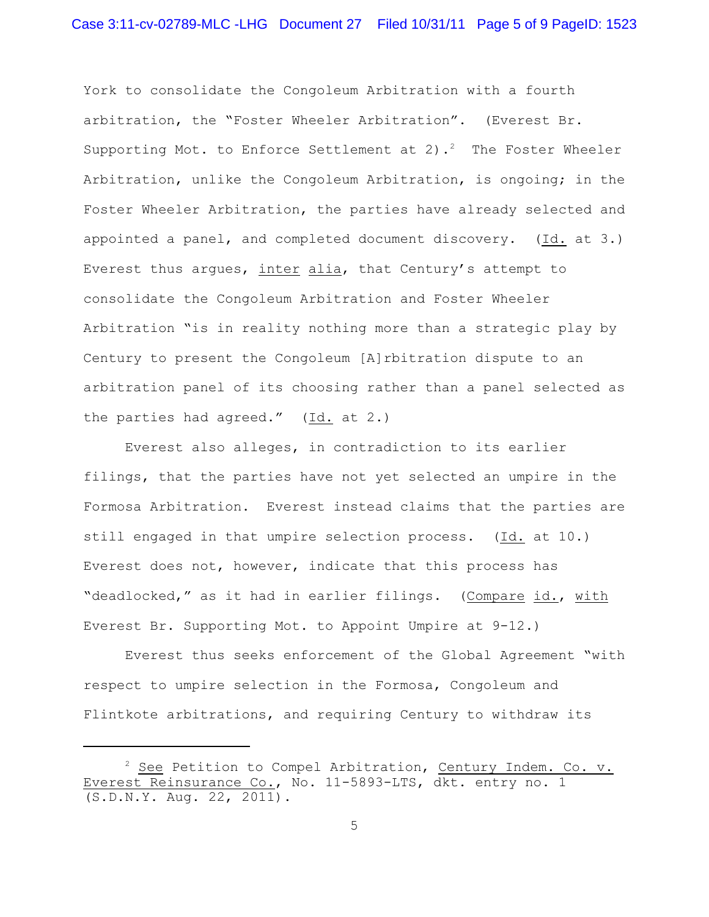York to consolidate the Congoleum Arbitration with a fourth arbitration, the "Foster Wheeler Arbitration". (Everest Br. Supporting Mot. to Enforce Settlement at 2).[2] The Foster Wheeler Arbitration, unlike the Congoleum Arbitration, is ongoing; in the Foster Wheeler Arbitration, the parties have already selected and appointed a panel, and completed document discovery. (Id. at 3.) Everest thus argues, *inter alia*, that Century's attempt to consolidate the Congoleum Arbitration and Foster Wheeler Arbitration "is in reality nothing more than a strategic play by Century to present the Congoleum [A]rbitration dispute to an arbitration panel of its choosing rather than a panel selected as the parties had agreed." (Id. at 2.)

Everest also alleges, in contradiction to its earlier filings, that the parties have not yet selected an umpire in the Formosa Arbitration. Everest instead claims that the parties are still engaged in that umpire selection process. (Id. at 10.) Everest does not, however, indicate that this process has "deadlocked," as it had in earlier filings. (*Compare* id., *with* Everest Br. Supporting Mot. to Appoint Umpire at 9-12.)

Everest thus seeks enforcement of the Global Agreement "with respect to umpire selection in the Formosa, Congoleum and Flintkote arbitrations, and requiring Century to withdraw its

---

[2] *See* Petition to Compel Arbitration, *Century Indem. Co. v. Everest Reinsurance Co.*, No. 11-5893-LTS, dkt. entry no. 1 (S.D.N.Y. Aug. 22, 2011).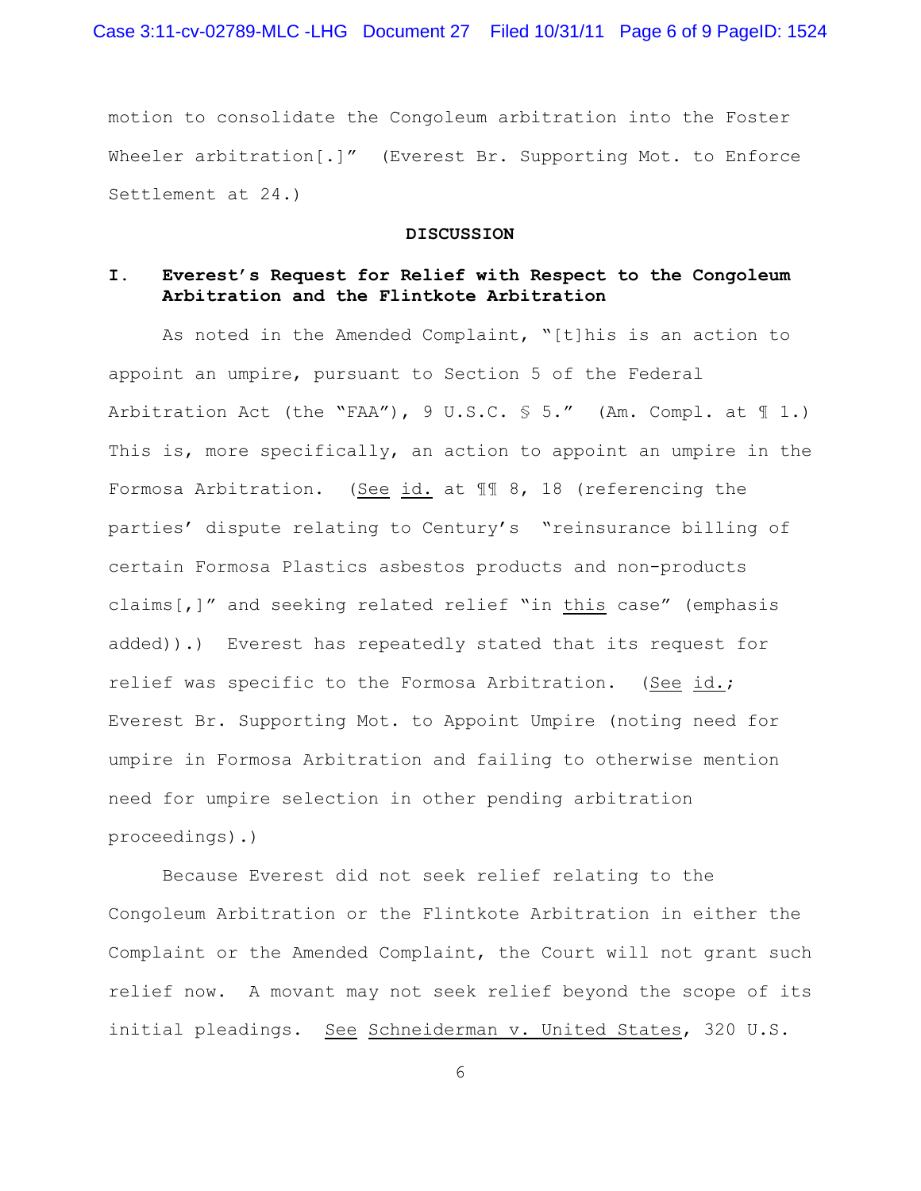motion to consolidate the Congoleum arbitration into the Foster Wheeler arbitration[.]" (Everest Br. Supporting Mot. to Enforce Settlement at 24.)

**DISCUSSION**

## I. Everest's Request for Relief with Respect to the Congoleum Arbitration and the Flintkote Arbitration

As noted in the Amended Complaint, "[t]his is an action to appoint an umpire, pursuant to Section 5 of the Federal Arbitration Act (the "FAA"), 9 U.S.C. § 5." (Am. Compl. at ¶ 1.) This is, more specifically, an action to appoint an umpire in the Formosa Arbitration. (See id. at ¶¶ 8, 18 (referencing the parties' dispute relating to Century's "reinsurance billing of certain Formosa Plastics asbestos products and non-products claims[,]" and seeking related relief "in this case" (emphasis added)).) Everest has repeatedly stated that its request for relief was specific to the Formosa Arbitration. (See id.; Everest Br. Supporting Mot. to Appoint Umpire (noting need for umpire in Formosa Arbitration and failing to otherwise mention need for umpire selection in other pending arbitration proceedings).)

Because Everest did not seek relief relating to the Congoleum Arbitration or the Flintkote Arbitration in either the Complaint or the Amended Complaint, the Court will not grant such relief now. A movant may not seek relief beyond the scope of its initial pleadings. See Schneiderman v. United States, 320 U.S.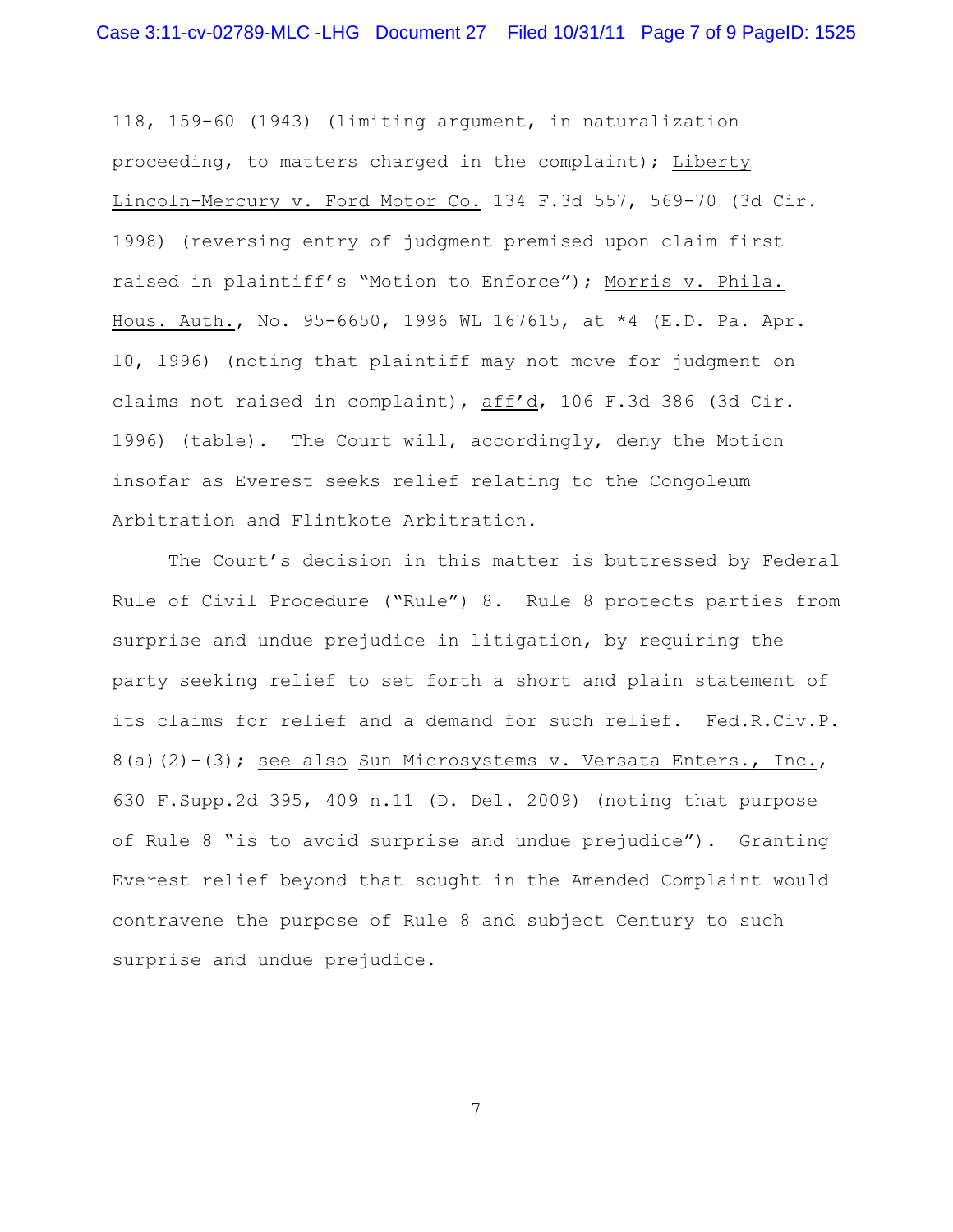118, 159-60 (1943) (limiting argument, in naturalization proceeding, to matters charged in the complaint); Liberty Lincoln-Mercury v. Ford Motor Co. 134 F.3d 557, 569-70 (3d Cir. 1998) (reversing entry of judgment premised upon claim first raised in plaintiff's "Motion to Enforce"); Morris v. Phila. Hous. Auth., No. 95-6650, 1996 WL 167615, at *4 (E.D. Pa. Apr. 10, 1996) (noting that plaintiff may not move for judgment on claims not raised in complaint), aff'd, 106 F.3d 386 (3d Cir. 1996) (table). The Court will, accordingly, deny the Motion insofar as Everest seeks relief relating to the Congoleum Arbitration and Flintkote Arbitration.

The Court's decision in this matter is buttressed by Federal Rule of Civil Procedure ("Rule") 8. Rule 8 protects parties from surprise and undue prejudice in litigation, by requiring the party seeking relief to set forth a short and plain statement of its claims for relief and a demand for such relief. Fed.R.Civ.P. 8(a)(2)-(3); see also Sun Microsystems v. Versata Enters., Inc., 630 F.Supp.2d 395, 409 n.11 (D. Del. 2009) (noting that purpose of Rule 8 "is to avoid surprise and undue prejudice"). Granting Everest relief beyond that sought in the Amended Complaint would contravene the purpose of Rule 8 and subject Century to such surprise and undue prejudice.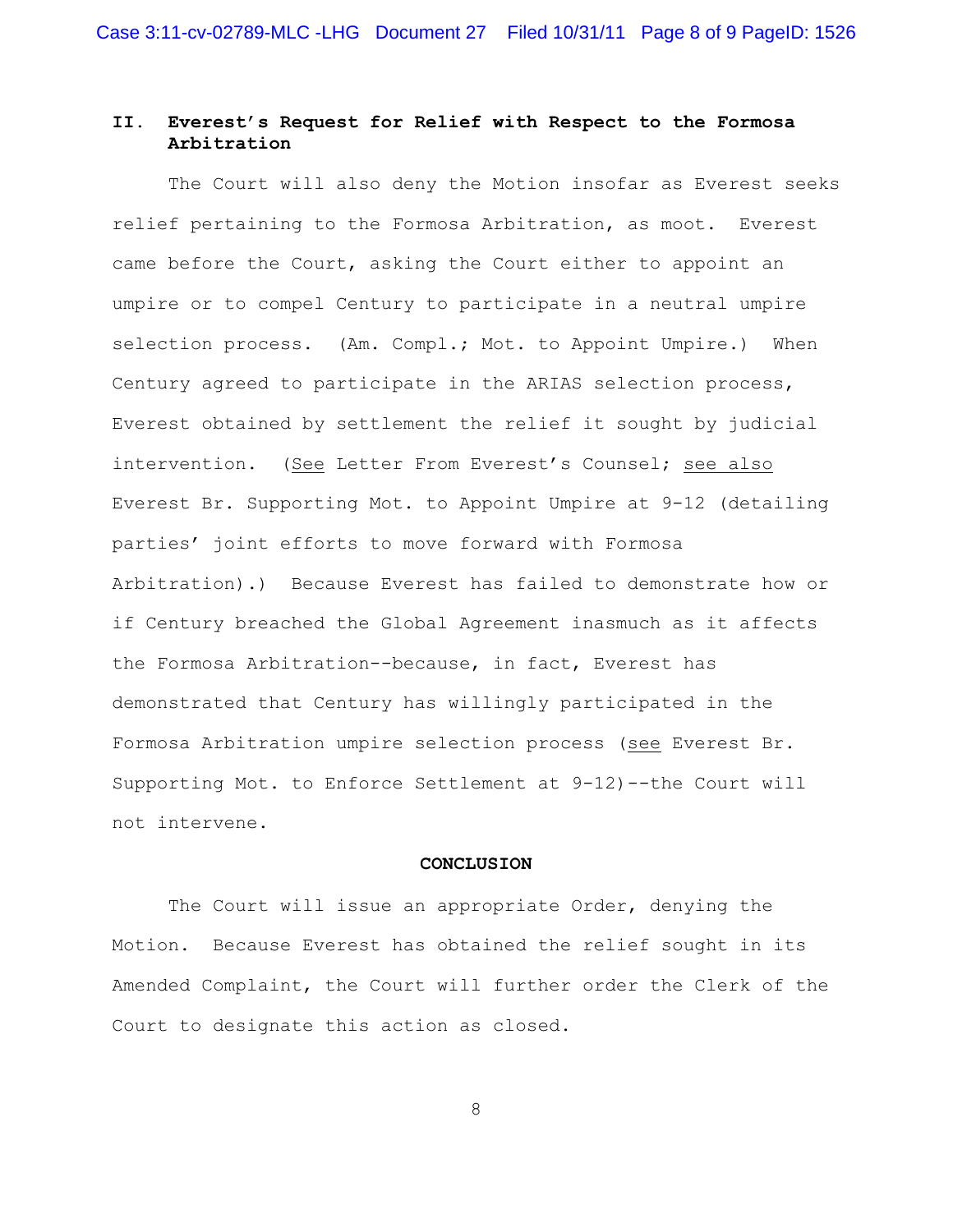## II. Everest's Request for Relief with Respect to the Formosa Arbitration

The Court will also deny the Motion insofar as Everest seeks relief pertaining to the Formosa Arbitration, as moot. Everest came before the Court, asking the Court either to appoint an umpire or to compel Century to participate in a neutral umpire selection process. (Am. Compl.; Mot. to Appoint Umpire.) When Century agreed to participate in the ARIAS selection process, Everest obtained by settlement the relief it sought by judicial intervention. (See Letter From Everest's Counsel; see also Everest Br. Supporting Mot. to Appoint Umpire at 9-12 (detailing parties' joint efforts to move forward with Formosa Arbitration).) Because Everest has failed to demonstrate how or if Century breached the Global Agreement inasmuch as it affects the Formosa Arbitration--because, in fact, Everest has demonstrated that Century has willingly participated in the Formosa Arbitration umpire selection process (see Everest Br. Supporting Mot. to Enforce Settlement at 9-12)--the Court will not intervene.

## CONCLUSION

The Court will issue an appropriate Order, denying the Motion. Because Everest has obtained the relief sought in its Amended Complaint, the Court will further order the Clerk of the Court to designate this action as closed.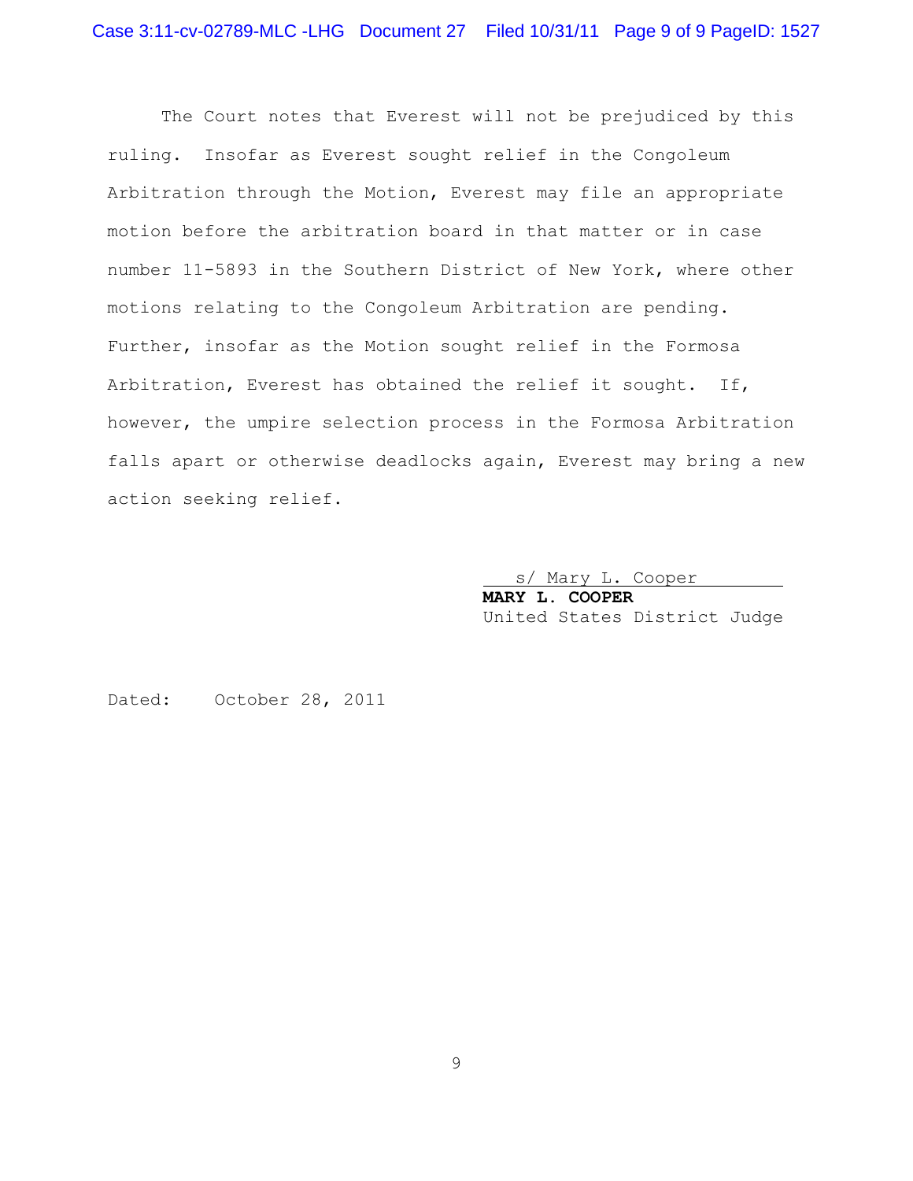The Court notes that Everest will not be prejudiced by this ruling. Insofar as Everest sought relief in the Congoleum Arbitration through the Motion, Everest may file an appropriate motion before the arbitration board in that matter or in case number 11-5893 in the Southern District of New York, where other motions relating to the Congoleum Arbitration are pending. Further, insofar as the Motion sought relief in the Formosa Arbitration, Everest has obtained the relief it sought. If, however, the umpire selection process in the Formosa Arbitration falls apart or otherwise deadlocks again, Everest may bring a new action seeking relief.

s/ Mary L. Cooper
**MARY L. COOPER**
United States District Judge

Dated: October 28, 2011